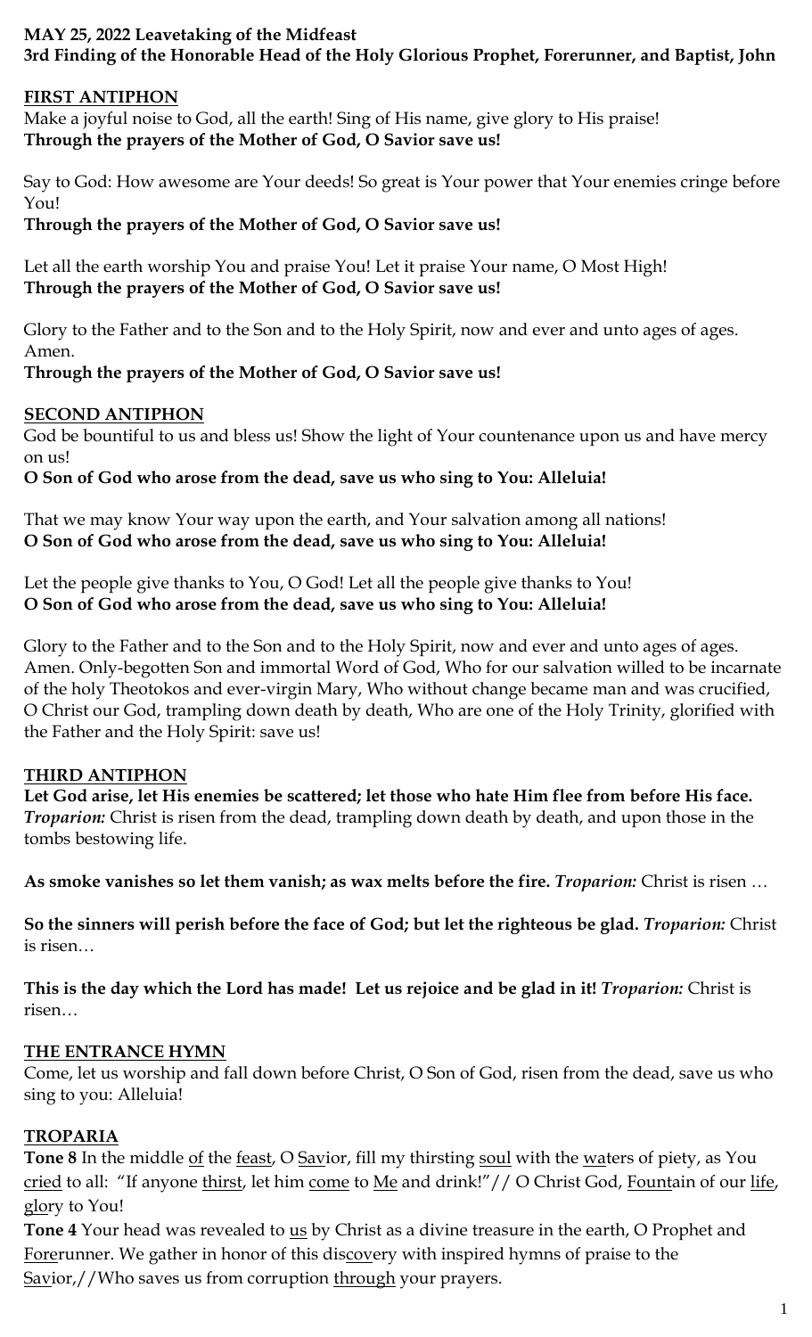**MAY 25, 2022 Leavetaking of the Midfeast**
**3rd Finding of the Honorable Head of the Holy Glorious Prophet, Forerunner, and Baptist, John**

## FIRST ANTIPHON

Make a joyful noise to God, all the earth! Sing of His name, give glory to His praise!
**Through the prayers of the Mother of God, O Savior save us!**

Say to God: How awesome are Your deeds! So great is Your power that Your enemies cringe before You!
**Through the prayers of the Mother of God, O Savior save us!**

Let all the earth worship You and praise You! Let it praise Your name, O Most High!
**Through the prayers of the Mother of God, O Savior save us!**

Glory to the Father and to the Son and to the Holy Spirit, now and ever and unto ages of ages. Amen.
**Through the prayers of the Mother of God, O Savior save us!**

## SECOND ANTIPHON

God be bountiful to us and bless us! Show the light of Your countenance upon us and have mercy on us!
**O Son of God who arose from the dead, save us who sing to You: Alleluia!**

That we may know Your way upon the earth, and Your salvation among all nations!
**O Son of God who arose from the dead, save us who sing to You: Alleluia!**

Let the people give thanks to You, O God! Let all the people give thanks to You!
**O Son of God who arose from the dead, save us who sing to You: Alleluia!**

Glory to the Father and to the Son and to the Holy Spirit, now and ever and unto ages of ages. Amen. Only-begotten Son and immortal Word of God, Who for our salvation willed to be incarnate of the holy Theotokos and ever-virgin Mary, Who without change became man and was crucified, O Christ our God, trampling down death by death, Who are one of the Holy Trinity, glorified with the Father and the Holy Spirit: save us!

## THIRD ANTIPHON

**Let God arise, let His enemies be scattered; let those who hate Him flee from before His face.** ***Troparion:*** Christ is risen from the dead, trampling down death by death, and upon those in the tombs bestowing life.

**As smoke vanishes so let them vanish; as wax melts before the fire.** ***Troparion:*** Christ is risen …

**So the sinners will perish before the face of God; but let the righteous be glad.** ***Troparion:*** Christ is risen…

**This is the day which the Lord has made! Let us rejoice and be glad in it!** ***Troparion:*** Christ is risen…

## THE ENTRANCE HYMN

Come, let us worship and fall down before Christ, O Son of God, risen from the dead, save us who sing to you: Alleluia!

## TROPARIA

**Tone 8** In the middle of the feast, O Savior, fill my thirsting soul with the waters of piety, as You cried to all: "If anyone thirst, let him come to Me and drink!"// O Christ God, Fountain of our life, glory to You!

**Tone 4** Your head was revealed to us by Christ as a divine treasure in the earth, O Prophet and Forerunner. We gather in honor of this discovery with inspired hymns of praise to the Savior,//Who saves us from corruption through your prayers.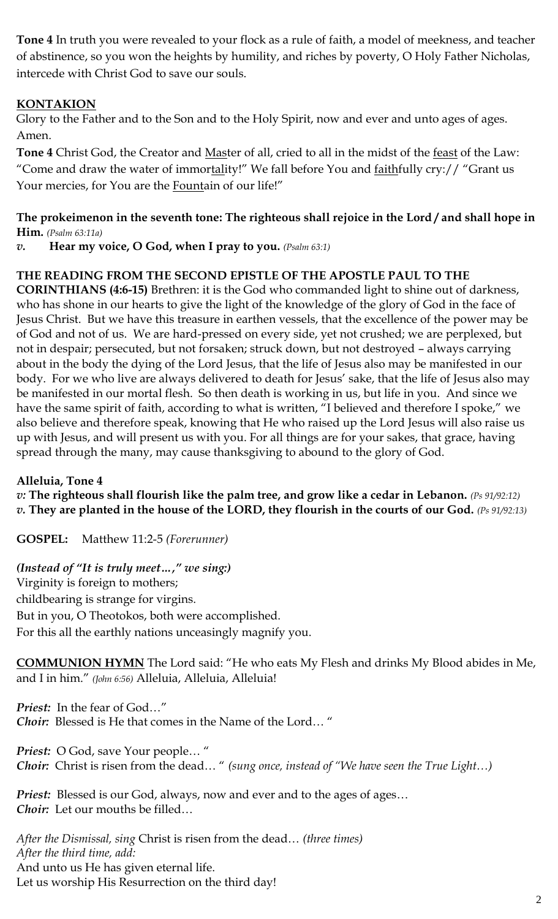**Tone 4** In truth you were revealed to your flock as a rule of faith, a model of meekness, and teacher of abstinence, so you won the heights by humility, and riches by poverty, O Holy Father Nicholas, intercede with Christ God to save our souls.

## KONTAKION

Glory to the Father and to the Son and to the Holy Spirit, now and ever and unto ages of ages. Amen.

**Tone 4** Christ God, the Creator and Master of all, cried to all in the midst of the feast of the Law: "Come and draw the water of immortality!" We fall before You and faithfully cry:// "Grant us Your mercies, for You are the Fountain of our life!"

**The prokeimenon in the seventh tone: The righteous shall rejoice in the Lord / and shall hope in Him.** *(Psalm 63:11a)*

*v.* **Hear my voice, O God, when I pray to you.** *(Psalm 63:1)*

**THE READING FROM THE SECOND EPISTLE OF THE APOSTLE PAUL TO THE CORINTHIANS (4:6-15)** Brethren: it is the God who commanded light to shine out of darkness, who has shone in our hearts to give the light of the knowledge of the glory of God in the face of Jesus Christ. But we have this treasure in earthen vessels, that the excellence of the power may be of God and not of us. We are hard-pressed on every side, yet not crushed; we are perplexed, but not in despair; persecuted, but not forsaken; struck down, but not destroyed – always carrying about in the body the dying of the Lord Jesus, that the life of Jesus also may be manifested in our body. For we who live are always delivered to death for Jesus' sake, that the life of Jesus also may be manifested in our mortal flesh. So then death is working in us, but life in you. And since we have the same spirit of faith, according to what is written, "I believed and therefore I spoke," we also believe and therefore speak, knowing that He who raised up the Lord Jesus will also raise us up with Jesus, and will present us with you. For all things are for your sakes, that grace, having spread through the many, may cause thanksgiving to abound to the glory of God.

**Alleluia, Tone 4**

*v:* **The righteous shall flourish like the palm tree, and grow like a cedar in Lebanon.** *(Ps 91/92:12)*
*v.* **They are planted in the house of the LORD, they flourish in the courts of our God.** *(Ps 91/92:13)*

**GOSPEL:** Matthew 11:2-5 *(Forerunner)*

***(Instead of "It is truly meet…," we sing:)***
Virginity is foreign to mothers;
childbearing is strange for virgins.
But in you, O Theotokos, both were accomplished.
For this all the earthly nations unceasingly magnify you.

**COMMUNION HYMN** The Lord said: "He who eats My Flesh and drinks My Blood abides in Me, and I in him." *(John 6:56)* Alleluia, Alleluia, Alleluia!

***Priest:*** In the fear of God…"
***Choir:*** Blessed is He that comes in the Name of the Lord… "

***Priest:*** O God, save Your people… "
***Choir:*** Christ is risen from the dead… " *(sung once, instead of "We have seen the True Light…)*

***Priest:*** Blessed is our God, always, now and ever and to the ages of ages…
***Choir:*** Let our mouths be filled…

*After the Dismissal, sing* Christ is risen from the dead… *(three times)*
*After the third time, add:*
And unto us He has given eternal life.
Let us worship His Resurrection on the third day!